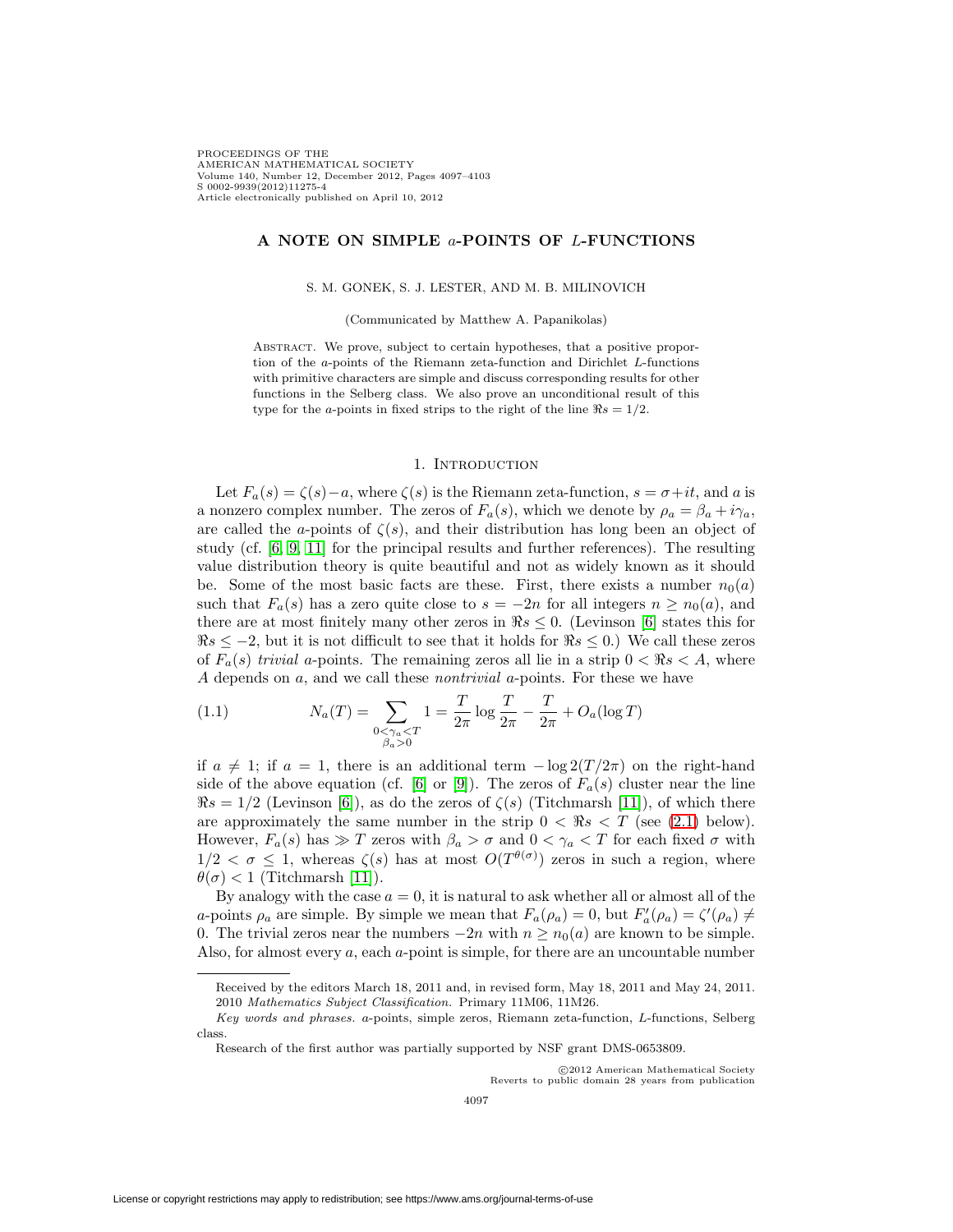# A NOTE ON SIMPLE $a$-POINTS OF $L$-FUNCTIONS

S. M. GONEK, S. J. LESTER, AND M. B. MILINOVICH

(Communicated by Matthew A. Papanikolas)

ABSTRACT. We prove, subject to certain hypotheses, that a positive proportion of the $a$-points of the Riemann zeta-function and Dirichlet $L$-functions with primitive characters are simple and discuss corresponding results for other functions in the Selberg class. We also prove an unconditional result of this type for the $a$-points in fixed strips to the right of the line $\Re s = 1/2$.

## 1. Introduction

Let $F_a(s) = \zeta(s) - a$, where $\zeta(s)$ is the Riemann zeta-function, $s = \sigma + it$, and $a$ is a nonzero complex number. The zeros of $F_a(s)$, which we denote by $\rho_a = \beta_a + i\gamma_a$, are called the $a$-points of $\zeta(s)$, and their distribution has long been an object of study (cf. [6, 9, 11] for the principal results and further references). The resulting value distribution theory is quite beautiful and not as widely known as it should be. Some of the most basic facts are these. First, there exists a number $n_0(a)$ such that $F_a(s)$ has a zero quite close to $s = -2n$ for all integers $n \geq n_0(a)$, and there are at most finitely many other zeros in $\Re s \leq 0$. (Levinson [6] states this for $\Re s \leq -2$, but it is not difficult to see that it holds for $\Re s \leq 0$.) We call these zeros of $F_a(s)$ *trivial* $a$-points. The remaining zeros all lie in a strip $0 < \Re s < A$, where $A$ depends on $a$, and we call these *nontrivial* $a$-points. For these we have

$$N_a(T) = \sum_{\substack{0<\gamma_a<T \\ \beta_a>0}} 1 = \frac{T}{2\pi}\log\frac{T}{2\pi} - \frac{T}{2\pi} + O_a(\log T) \tag{1.1}$$

if $a \neq 1$; if $a = 1$, there is an additional term $-\log 2(T/2\pi)$ on the right-hand side of the above equation (cf. [6] or [9]). The zeros of $F_a(s)$ cluster near the line $\Re s = 1/2$ (Levinson [6]), as do the zeros of $\zeta(s)$ (Titchmarsh [11]), of which there are approximately the same number in the strip $0 < \Re s < T$ (see (2.1) below). However, $F_a(s)$ has $\gg T$ zeros with $\beta_a > \sigma$ and $0 < \gamma_a < T$ for each fixed $\sigma$ with $1/2 < \sigma \leq 1$, whereas $\zeta(s)$ has at most $O(T^{\theta(\sigma)})$ zeros in such a region, where $\theta(\sigma) < 1$ (Titchmarsh [11]).

By analogy with the case $a = 0$, it is natural to ask whether all or almost all of the $a$-points $\rho_a$ are simple. By simple we mean that $F_a(\rho_a) = 0$, but $F_a'(\rho_a) = \zeta'(\rho_a) \neq 0$. The trivial zeros near the numbers $-2n$ with $n \geq n_0(a)$ are known to be simple. Also, for almost every $a$, each $a$-point is simple, for there are an uncountable number

---

Received by the editors March 18, 2011 and, in revised form, May 18, 2011 and May 24, 2011.
2010 *Mathematics Subject Classification.* Primary 11M06, 11M26.

*Key words and phrases.* $a$-points, simple zeros, Riemann zeta-function, $L$-functions, Selberg class.

Research of the first author was partially supported by NSF grant DMS-0653809.

©2012 American Mathematical Society
Reverts to public domain 28 years from publication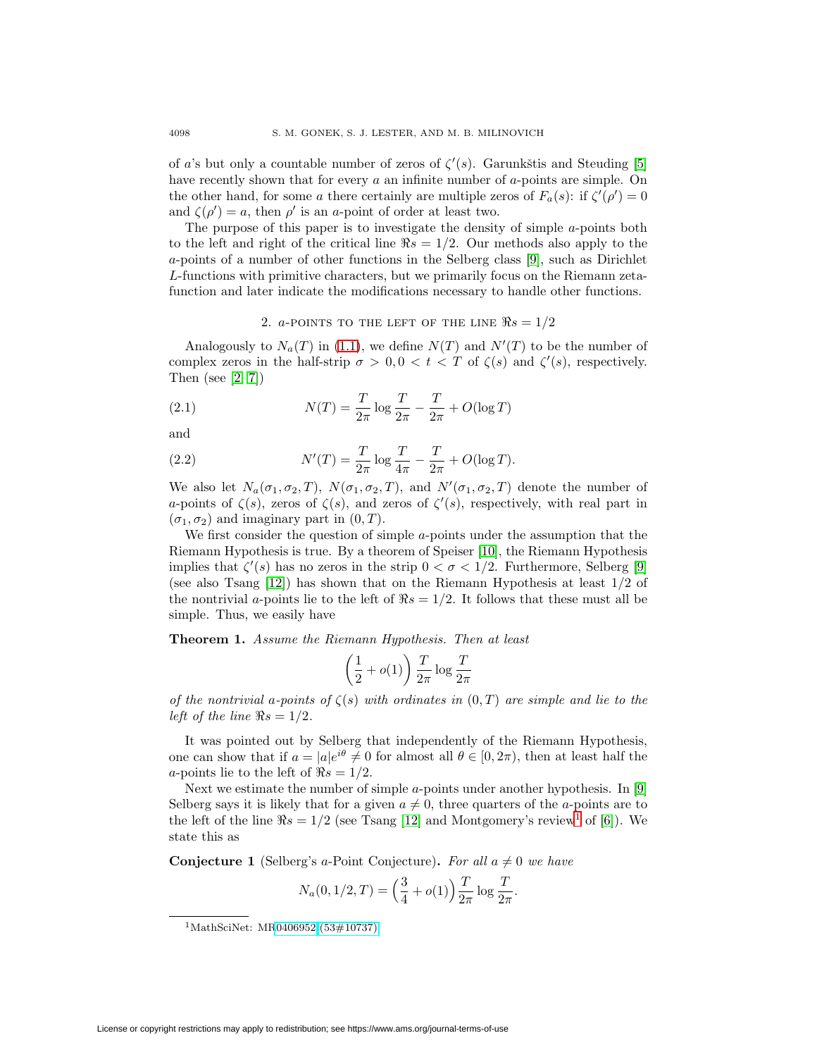of $a$'s but only a countable number of zeros of $\zeta'(s)$. Garunkštis and Steuding [5] have recently shown that for every $a$ an infinite number of $a$-points are simple. On the other hand, for some $a$ there certainly are multiple zeros of $F_a(s)$: if $\zeta'(\rho')=0$ and $\zeta(\rho')=a$, then $\rho'$ is an $a$-point of order at least two.

The purpose of this paper is to investigate the density of simple $a$-points both to the left and right of the critical line $\Re s = 1/2$. Our methods also apply to the $a$-points of a number of other functions in the Selberg class [9], such as Dirichlet $L$-functions with primitive characters, but we primarily focus on the Riemann zeta-function and later indicate the modifications necessary to handle other functions.

## 2. $a$-points to the left of the line $\Re s = 1/2$

Analogously to $N_a(T)$ in (1.1), we define $N(T)$ and $N'(T)$ to be the number of complex zeros in the half-strip $\sigma > 0, 0 < t < T$ of $\zeta(s)$ and $\zeta'(s)$, respectively. Then (see [2, 7])

$$N(T) = \frac{T}{2\pi}\log\frac{T}{2\pi} - \frac{T}{2\pi} + O(\log T) \tag{2.1}$$

and

$$N'(T) = \frac{T}{2\pi}\log\frac{T}{4\pi} - \frac{T}{2\pi} + O(\log T). \tag{2.2}$$

We also let $N_a(\sigma_1,\sigma_2,T)$, $N(\sigma_1,\sigma_2,T)$, and $N'(\sigma_1,\sigma_2,T)$ denote the number of $a$-points of $\zeta(s)$, zeros of $\zeta(s)$, and zeros of $\zeta'(s)$, respectively, with real part in $(\sigma_1,\sigma_2)$ and imaginary part in $(0,T)$.

We first consider the question of simple $a$-points under the assumption that the Riemann Hypothesis is true. By a theorem of Speiser [10], the Riemann Hypothesis implies that $\zeta'(s)$ has no zeros in the strip $0<\sigma<1/2$. Furthermore, Selberg [9] (see also Tsang [12]) has shown that on the Riemann Hypothesis at least $1/2$ of the nontrivial $a$-points lie to the left of $\Re s = 1/2$. It follows that these must all be simple. Thus, we easily have

**Theorem 1.** *Assume the Riemann Hypothesis. Then at least*

$$\left(\frac{1}{2}+o(1)\right)\frac{T}{2\pi}\log\frac{T}{2\pi}$$

*of the nontrivial $a$-points of $\zeta(s)$ with ordinates in $(0,T)$ are simple and lie to the left of the line $\Re s = 1/2$.*

It was pointed out by Selberg that independently of the Riemann Hypothesis, one can show that if $a = |a|e^{i\theta} \neq 0$ for almost all $\theta \in [0,2\pi)$, then at least half the $a$-points lie to the left of $\Re s = 1/2$.

Next we estimate the number of simple $a$-points under another hypothesis. In [9] Selberg says it is likely that for a given $a \neq 0$, three quarters of the $a$-points are to the left of the line $\Re s = 1/2$ (see Tsang [12] and Montgomery's review[1] of [6]). We state this as

**Conjecture 1** (Selberg's $a$-Point Conjecture)**.** *For all $a \neq 0$ we have*

$$N_a(0,1/2,T) = \left(\frac{3}{4}+o(1)\right)\frac{T}{2\pi}\log\frac{T}{2\pi}.$$

[1] MathSciNet: MR0406952 (53#10737)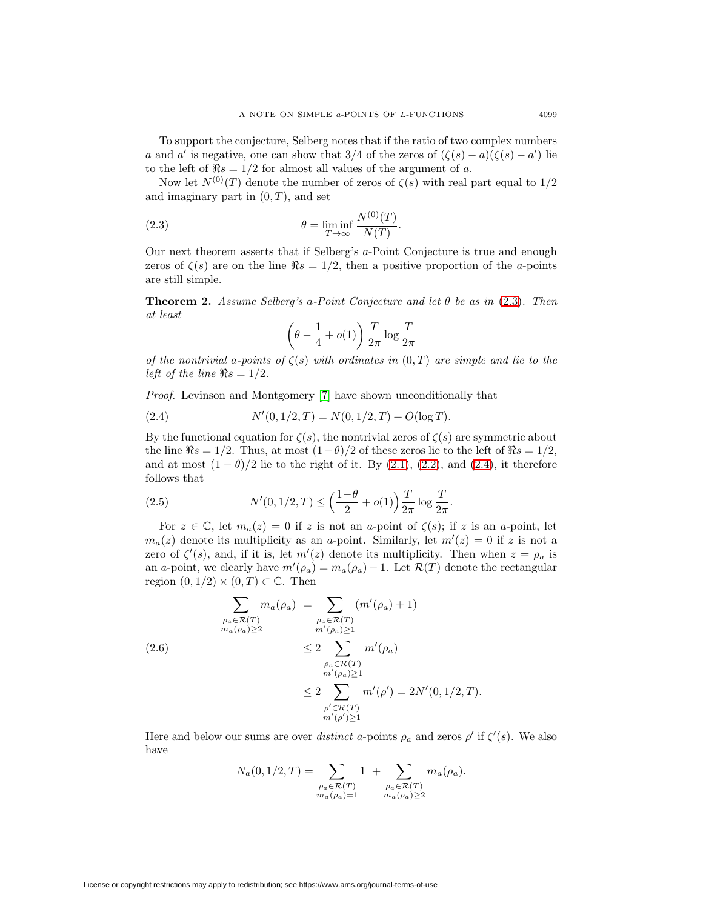To support the conjecture, Selberg notes that if the ratio of two complex numbers $a$ and $a'$ is negative, one can show that 3/4 of the zeros of $(\zeta(s)-a)(\zeta(s)-a')$ lie to the left of $\Re s = 1/2$ for almost all values of the argument of $a$.

Now let $N^{(0)}(T)$ denote the number of zeros of $\zeta(s)$ with real part equal to $1/2$ and imaginary part in $(0,T)$, and set

$$\theta = \liminf_{T\to\infty} \frac{N^{(0)}(T)}{N(T)}. \tag{2.3}$$

Our next theorem asserts that if Selberg's $a$-Point Conjecture is true and enough zeros of $\zeta(s)$ are on the line $\Re s = 1/2$, then a positive proportion of the $a$-points are still simple.

**Theorem 2.** *Assume Selberg's $a$-Point Conjecture and let $\theta$ be as in (2.3). Then at least*

$$\left(\theta - \frac{1}{4} + o(1)\right)\frac{T}{2\pi}\log\frac{T}{2\pi}$$

*of the nontrivial $a$-points of $\zeta(s)$ with ordinates in $(0,T)$ are simple and lie to the left of the line $\Re s = 1/2$.*

*Proof.* Levinson and Montgomery [7] have shown unconditionally that

$$N'(0,1/2,T) = N(0,1/2,T) + O(\log T). \tag{2.4}$$

By the functional equation for $\zeta(s)$, the nontrivial zeros of $\zeta(s)$ are symmetric about the line $\Re s = 1/2$. Thus, at most $(1-\theta)/2$ of these zeros lie to the left of $\Re s = 1/2$, and at most $(1-\theta)/2$ lie to the right of it. By (2.1), (2.2), and (2.4), it therefore follows that

$$N'(0,1/2,T) \le \Big(\frac{1-\theta}{2} + o(1)\Big)\frac{T}{2\pi}\log\frac{T}{2\pi}. \tag{2.5}$$

For $z \in \mathbb{C}$, let $m_a(z) = 0$ if $z$ is not an $a$-point of $\zeta(s)$; if $z$ is an $a$-point, let $m_a(z)$ denote its multiplicity as an $a$-point. Similarly, let $m'(z) = 0$ if $z$ is not a zero of $\zeta'(s)$, and, if it is, let $m'(z)$ denote its multiplicity. Then when $z = \rho_a$ is an $a$-point, we clearly have $m'(\rho_a) = m_a(\rho_a) - 1$. Let $\mathcal{R}(T)$ denote the rectangular region $(0,1/2)\times(0,T) \subset \mathbb{C}$. Then

$$\begin{aligned}
\sum_{\substack{\rho_a \in \mathcal{R}(T)\\ m_a(\rho_a)\ge 2}} m_a(\rho_a) &= \sum_{\substack{\rho_a \in \mathcal{R}(T)\\ m'(\rho_a)\ge 1}} (m'(\rho_a)+1) \\
&\le 2 \sum_{\substack{\rho_a \in \mathcal{R}(T)\\ m'(\rho_a)\ge 1}} m'(\rho_a) \\
&\le 2 \sum_{\substack{\rho' \in \mathcal{R}(T)\\ m'(\rho')\ge 1}} m'(\rho') = 2N'(0,1/2,T).
\end{aligned} \tag{2.6}$$

Here and below our sums are over *distinct* $a$-points $\rho_a$ and zeros $\rho'$ if $\zeta'(s)$. We also have

$$N_a(0,1/2,T) = \sum_{\substack{\rho_a \in \mathcal{R}(T)\\ m_a(\rho_a)=1}} 1 \;+ \sum_{\substack{\rho_a \in \mathcal{R}(T)\\ m_a(\rho_a)\ge 2}} m_a(\rho_a).$$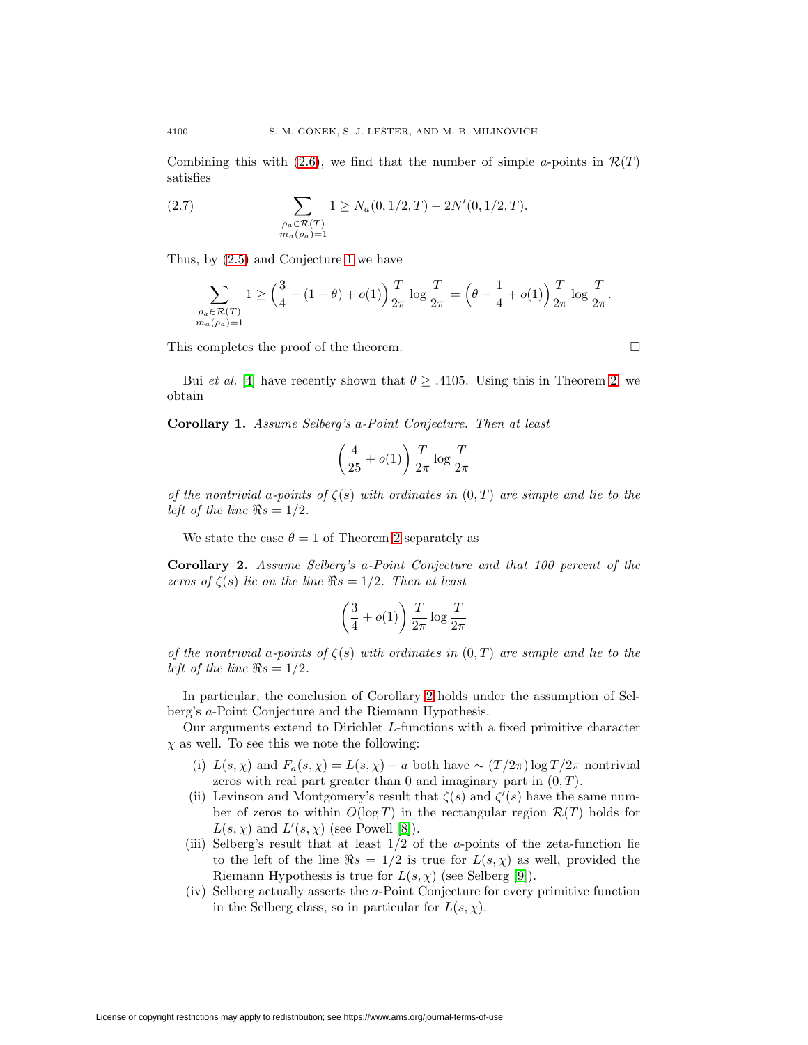Combining this with (2.6), we find that the number of simple $a$-points in $\mathcal{R}(T)$ satisfies

$$\sum_{\substack{\rho_a \in \mathcal{R}(T) \\ m_a(\rho_a)=1}} 1 \geq N_a(0, 1/2, T) - 2N'(0, 1/2, T). \tag{2.7}$$

Thus, by (2.5) and Conjecture 1 we have

$$\sum_{\substack{\rho_a \in \mathcal{R}(T) \\ m_a(\rho_a)=1}} 1 \geq \Big(\frac{3}{4} - (1-\theta) + o(1)\Big)\frac{T}{2\pi}\log\frac{T}{2\pi} = \Big(\theta - \frac{1}{4} + o(1)\Big)\frac{T}{2\pi}\log\frac{T}{2\pi}.$$

This completes the proof of the theorem. □

Bui *et al.* [4] have recently shown that $\theta \geq .4105$. Using this in Theorem 2, we obtain

**Corollary 1.** *Assume Selberg's a-Point Conjecture. Then at least*

$$\left(\frac{4}{25} + o(1)\right)\frac{T}{2\pi}\log\frac{T}{2\pi}$$

*of the nontrivial a-points of $\zeta(s)$ with ordinates in $(0, T)$ are simple and lie to the left of the line $\Re s = 1/2$.*

We state the case $\theta = 1$ of Theorem 2 separately as

**Corollary 2.** *Assume Selberg's a-Point Conjecture and that 100 percent of the zeros of $\zeta(s)$ lie on the line $\Re s = 1/2$. Then at least*

$$\left(\frac{3}{4} + o(1)\right)\frac{T}{2\pi}\log\frac{T}{2\pi}$$

*of the nontrivial a-points of $\zeta(s)$ with ordinates in $(0, T)$ are simple and lie to the left of the line $\Re s = 1/2$.*

In particular, the conclusion of Corollary 2 holds under the assumption of Selberg's $a$-Point Conjecture and the Riemann Hypothesis.

Our arguments extend to Dirichlet $L$-functions with a fixed primitive character $\chi$ as well. To see this we note the following:

(i) $L(s, \chi)$ and $F_a(s, \chi) = L(s, \chi) - a$ both have $\sim (T/2\pi)\log T/2\pi$ nontrivial zeros with real part greater than 0 and imaginary part in $(0, T)$.

(ii) Levinson and Montgomery's result that $\zeta(s)$ and $\zeta'(s)$ have the same number of zeros to within $O(\log T)$ in the rectangular region $\mathcal{R}(T)$ holds for $L(s, \chi)$ and $L'(s, \chi)$ (see Powell [8]).

(iii) Selberg's result that at least $1/2$ of the $a$-points of the zeta-function lie to the left of the line $\Re s = 1/2$ is true for $L(s, \chi)$ as well, provided the Riemann Hypothesis is true for $L(s, \chi)$ (see Selberg [9]).

(iv) Selberg actually asserts the $a$-Point Conjecture for every primitive function in the Selberg class, so in particular for $L(s, \chi)$.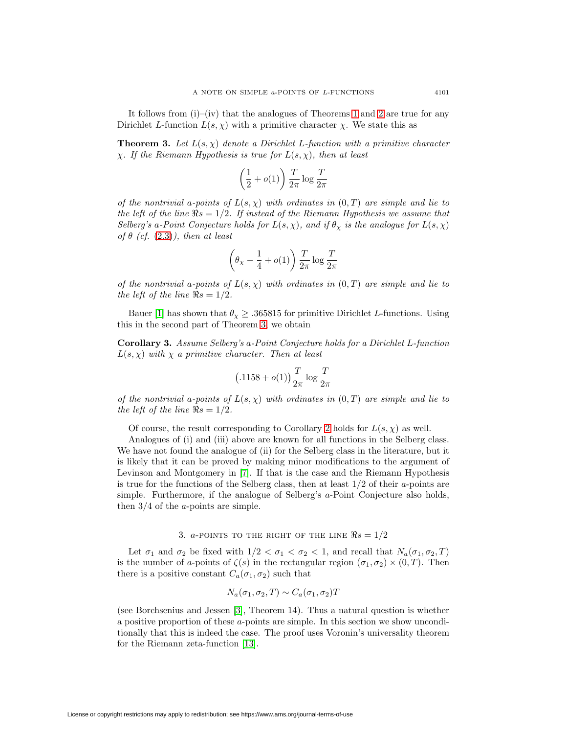It follows from (i)–(iv) that the analogues of Theorems 1 and 2 are true for any Dirichlet $L$-function $L(s,\chi)$ with a primitive character $\chi$. We state this as

**Theorem 3.** *Let $L(s,\chi)$ denote a Dirichlet $L$-function with a primitive character $\chi$. If the Riemann Hypothesis is true for $L(s,\chi)$, then at least*

$$\left(\frac{1}{2}+o(1)\right)\frac{T}{2\pi}\log\frac{T}{2\pi}$$

*of the nontrivial $a$-points of $L(s,\chi)$ with ordinates in $(0,T)$ are simple and lie to the left of the line $\Re s = 1/2$. If instead of the Riemann Hypothesis we assume that Selberg's $a$-Point Conjecture holds for $L(s,\chi)$, and if $\theta_\chi$ is the analogue for $L(s,\chi)$ of $\theta$ (cf. (2.3)), then at least*

$$\left(\theta_\chi-\frac{1}{4}+o(1)\right)\frac{T}{2\pi}\log\frac{T}{2\pi}$$

*of the nontrivial $a$-points of $L(s,\chi)$ with ordinates in $(0,T)$ are simple and lie to the left of the line $\Re s = 1/2$.*

Bauer [1] has shown that $\theta_\chi \geq .365815$ for primitive Dirichlet $L$-functions. Using this in the second part of Theorem 3, we obtain

**Corollary 3.** *Assume Selberg's $a$-Point Conjecture holds for a Dirichlet $L$-function $L(s,\chi)$ with $\chi$ a primitive character. Then at least*

$$\big(.1158+o(1)\big)\frac{T}{2\pi}\log\frac{T}{2\pi}$$

*of the nontrivial $a$-points of $L(s,\chi)$ with ordinates in $(0,T)$ are simple and lie to the left of the line $\Re s = 1/2$.*

Of course, the result corresponding to Corollary 2 holds for $L(s,\chi)$ as well.

Analogues of (i) and (iii) above are known for all functions in the Selberg class. We have not found the analogue of (ii) for the Selberg class in the literature, but it is likely that it can be proved by making minor modifications to the argument of Levinson and Montgomery in [7]. If that is the case and the Riemann Hypothesis is true for the functions of the Selberg class, then at least 1/2 of their $a$-points are simple. Furthermore, if the analogue of Selberg's $a$-Point Conjecture also holds, then 3/4 of the $a$-points are simple.

## 3. $a$-points to the right of the line $\Re s = 1/2$

Let $\sigma_1$ and $\sigma_2$ be fixed with $1/2 < \sigma_1 < \sigma_2 < 1$, and recall that $N_a(\sigma_1,\sigma_2,T)$ is the number of $a$-points of $\zeta(s)$ in the rectangular region $(\sigma_1,\sigma_2)\times(0,T)$. Then there is a positive constant $C_a(\sigma_1,\sigma_2)$ such that

$$N_a(\sigma_1,\sigma_2,T)\sim C_a(\sigma_1,\sigma_2)T$$

(see Borchsenius and Jessen [3], Theorem 14). Thus a natural question is whether a positive proportion of these $a$-points are simple. In this section we show unconditionally that this is indeed the case. The proof uses Voronin's universality theorem for the Riemann zeta-function [13].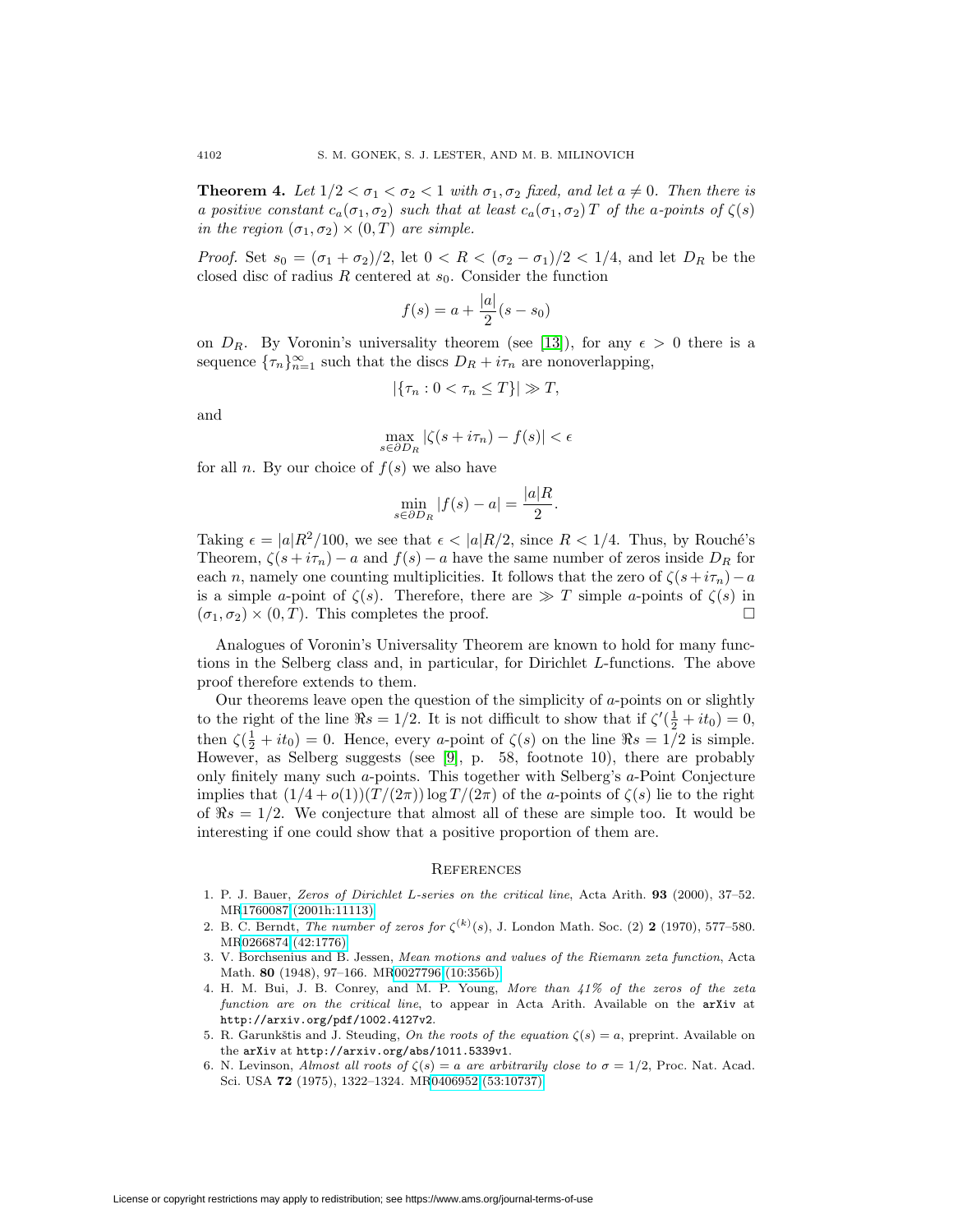**Theorem 4.** *Let $1/2 < \sigma_1 < \sigma_2 < 1$ with $\sigma_1, \sigma_2$ fixed, and let $a \neq 0$. Then there is a positive constant $c_a(\sigma_1, \sigma_2)$ such that at least $c_a(\sigma_1, \sigma_2)T$ of the $a$-points of $\zeta(s)$ in the region $(\sigma_1, \sigma_2) \times (0, T)$ are simple.*

*Proof.* Set $s_0 = (\sigma_1 + \sigma_2)/2$, let $0 < R < (\sigma_2 - \sigma_1)/2 < 1/4$, and let $D_R$ be the closed disc of radius $R$ centered at $s_0$. Consider the function

$$f(s) = a + \frac{|a|}{2}(s - s_0)$$

on $D_R$. By Voronin's universality theorem (see [13]), for any $\epsilon > 0$ there is a sequence $\{\tau_n\}_{n=1}^{\infty}$ such that the discs $D_R + i\tau_n$ are nonoverlapping,

$$|\{\tau_n : 0 < \tau_n \leq T\}| \gg T,$$

and

$$\max_{s \in \partial D_R} |\zeta(s + i\tau_n) - f(s)| < \epsilon$$

for all $n$. By our choice of $f(s)$ we also have

$$\min_{s \in \partial D_R} |f(s) - a| = \frac{|a|R}{2}.$$

Taking $\epsilon = |a|R^2/100$, we see that $\epsilon < |a|R/2$, since $R < 1/4$. Thus, by Rouché's Theorem, $\zeta(s + i\tau_n) - a$ and $f(s) - a$ have the same number of zeros inside $D_R$ for each $n$, namely one counting multiplicities. It follows that the zero of $\zeta(s + i\tau_n) - a$ is a simple $a$-point of $\zeta(s)$. Therefore, there are $\gg T$ simple $a$-points of $\zeta(s)$ in $(\sigma_1, \sigma_2) \times (0, T)$. This completes the proof. $\square$

Analogues of Voronin's Universality Theorem are known to hold for many functions in the Selberg class and, in particular, for Dirichlet $L$-functions. The above proof therefore extends to them.

Our theorems leave open the question of the simplicity of $a$-points on or slightly to the right of the line $\Re s = 1/2$. It is not difficult to show that if $\zeta'(\frac{1}{2} + it_0) = 0$, then $\zeta(\frac{1}{2} + it_0) = 0$. Hence, every $a$-point of $\zeta(s)$ on the line $\Re s = 1/2$ is simple. However, as Selberg suggests (see [9], p. 58, footnote 10), there are probably only finitely many such $a$-points. This together with Selberg's $a$-Point Conjecture implies that $(1/4 + o(1))(T/(2\pi)) \log T/(2\pi)$ of the $a$-points of $\zeta(s)$ lie to the right of $\Re s = 1/2$. We conjecture that almost all of these are simple too. It would be interesting if one could show that a positive proportion of them are.

## References

1. P. J. Bauer, *Zeros of Dirichlet L-series on the critical line*, Acta Arith. **93** (2000), 37–52. MR1760087 (2001h:11113)
2. B. C. Berndt, *The number of zeros for $\zeta^{(k)}(s)$*, J. London Math. Soc. (2) **2** (1970), 577–580. MR0266874 (42:1776)
3. V. Borchsenius and B. Jessen, *Mean motions and values of the Riemann zeta function*, Acta Math. **80** (1948), 97–166. MR0027796 (10:356b)
4. H. M. Bui, J. B. Conrey, and M. P. Young, *More than 41% of the zeros of the zeta function are on the critical line*, to appear in Acta Arith. Available on the arXiv at http://arxiv.org/pdf/1002.4127v2.
5. R. Garunkštis and J. Steuding, *On the roots of the equation $\zeta(s) = a$*, preprint. Available on the arXiv at http://arxiv.org/abs/1011.5339v1.
6. N. Levinson, *Almost all roots of $\zeta(s) = a$ are arbitrarily close to $\sigma = 1/2$*, Proc. Nat. Acad. Sci. USA **72** (1975), 1322–1324. MR0406952 (53:10737)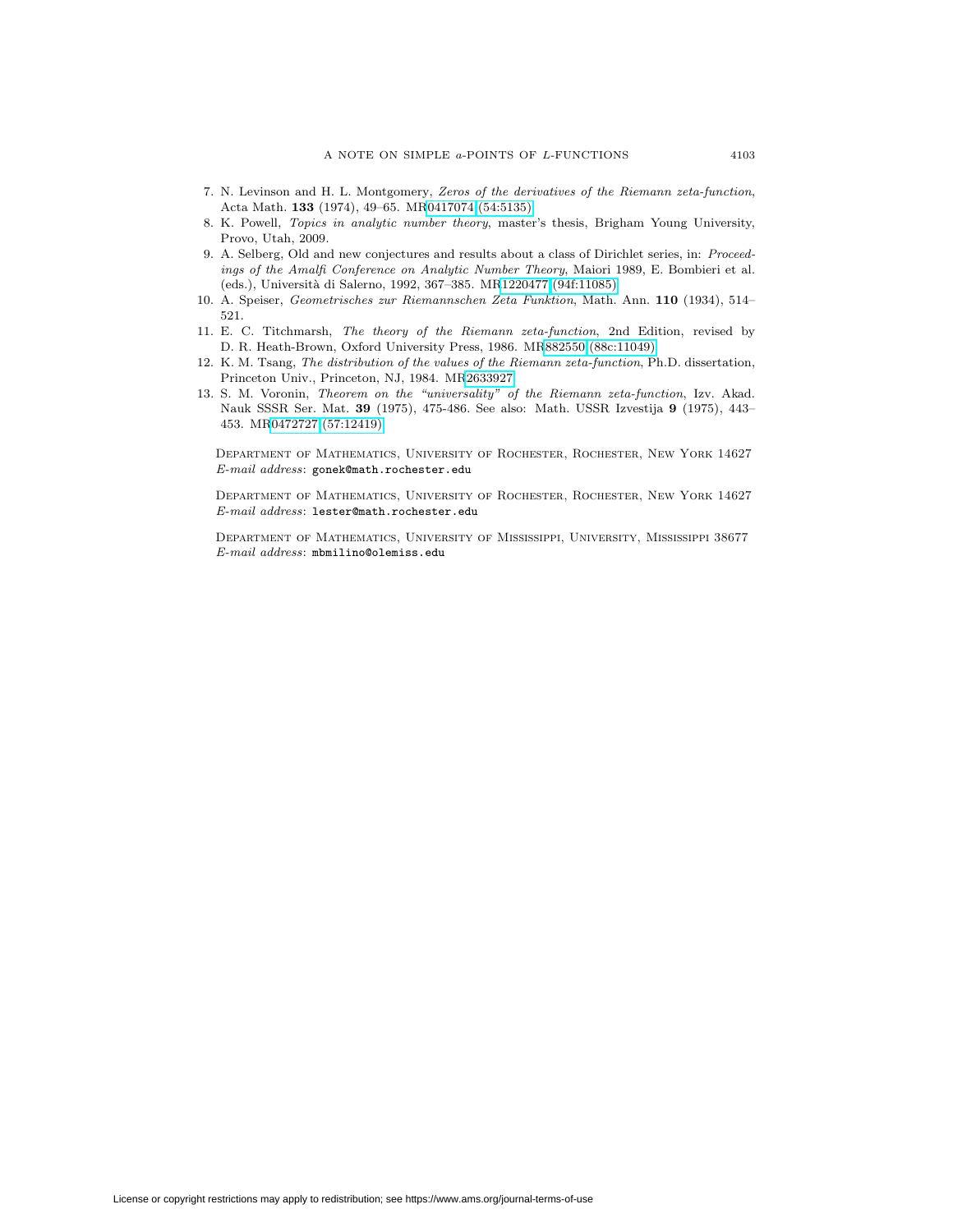7. N. Levinson and H. L. Montgomery, *Zeros of the derivatives of the Riemann zeta-function*, Acta Math. **133** (1974), 49–65. MR0417074 (54:5135)
8. K. Powell, *Topics in analytic number theory*, master's thesis, Brigham Young University, Provo, Utah, 2009.
9. A. Selberg, Old and new conjectures and results about a class of Dirichlet series, in: *Proceedings of the Amalfi Conference on Analytic Number Theory*, Maiori 1989, E. Bombieri et al. (eds.), Università di Salerno, 1992, 367–385. MR1220477 (94f:11085)
10. A. Speiser, *Geometrisches zur Riemannschen Zeta Funktion*, Math. Ann. **110** (1934), 514–521.
11. E. C. Titchmarsh, *The theory of the Riemann zeta-function*, 2nd Edition, revised by D. R. Heath-Brown, Oxford University Press, 1986. MR882550 (88c:11049)
12. K. M. Tsang, *The distribution of the values of the Riemann zeta-function*, Ph.D. dissertation, Princeton Univ., Princeton, NJ, 1984. MR2633927
13. S. M. Voronin, *Theorem on the "universality" of the Riemann zeta-function*, Izv. Akad. Nauk SSSR Ser. Mat. **39** (1975), 475-486. See also: Math. USSR Izvestija **9** (1975), 443–453. MR0472727 (57:12419)

Department of Mathematics, University of Rochester, Rochester, New York 14627
*E-mail address*: gonek@math.rochester.edu

Department of Mathematics, University of Rochester, Rochester, New York 14627
*E-mail address*: lester@math.rochester.edu

Department of Mathematics, University of Mississippi, University, Mississippi 38677
*E-mail address*: mbmilino@olemiss.edu